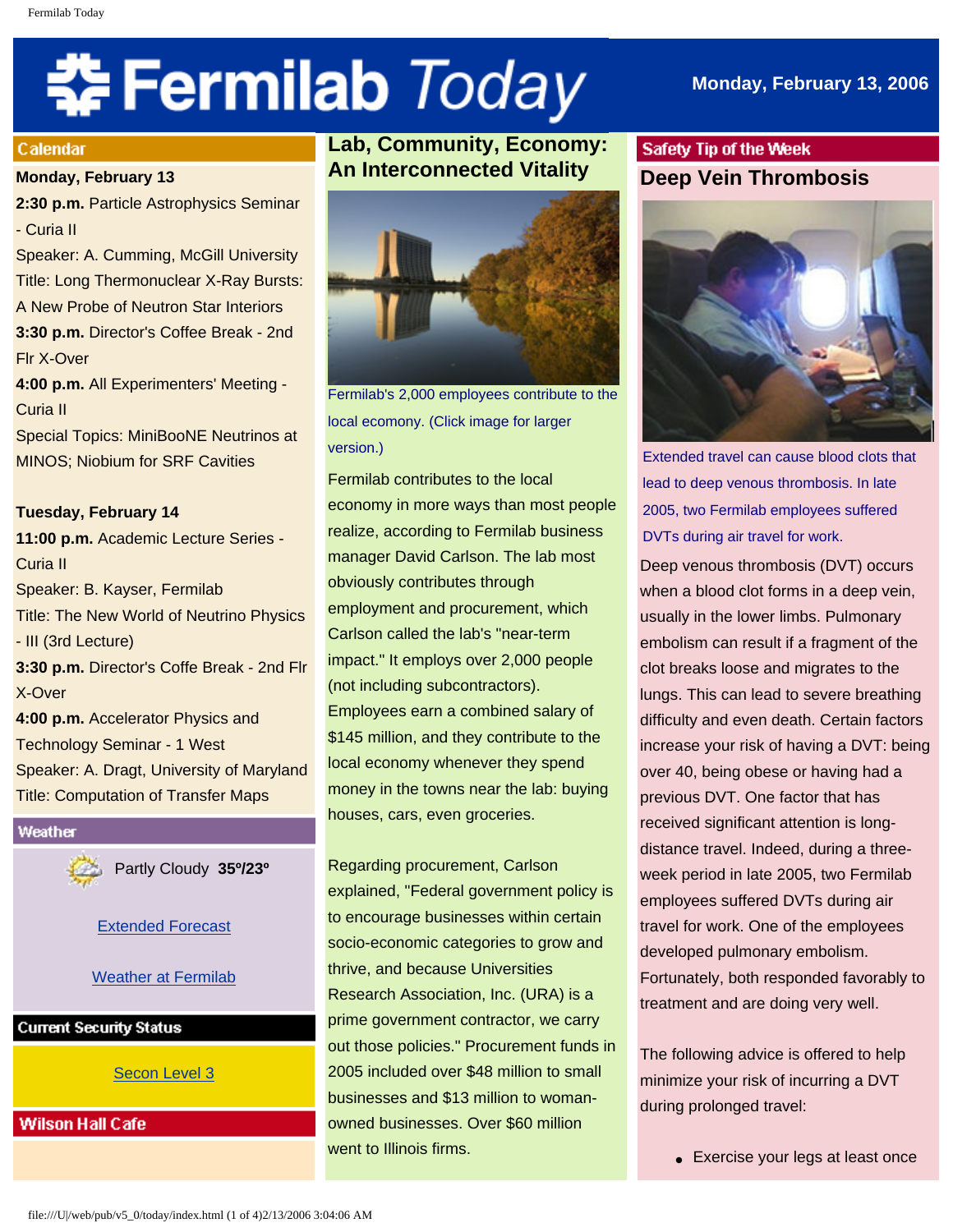# Fermilab Today

Monday, February 13, 2006

## Calendar

**Monday, February 13**

**2:30 p.m.** Particle Astrophysics Seminar - Curia II
Speaker: A. Cumming, McGill University
Title: Long Thermonuclear X-Ray Bursts: A New Probe of Neutron Star Interiors

**3:30 p.m.** Director's Coffee Break - 2nd Flr X-Over

**4:00 p.m.** All Experimenters' Meeting - Curia II
Special Topics: MiniBooNE Neutrinos at MINOS; Niobium for SRF Cavities

**Tuesday, February 14**

**11:00 p.m.** Academic Lecture Series - Curia II
Speaker: B. Kayser, Fermilab
Title: The New World of Neutrino Physics - III (3rd Lecture)

**3:30 p.m.** Director's Coffe Break - 2nd Flr X-Over

**4:00 p.m.** Accelerator Physics and Technology Seminar - 1 West
Speaker: A. Dragt, University of Maryland
Title: Computation of Transfer Maps

## Weather

Partly Cloudy **35º/23º**

Extended Forecast

Weather at Fermilab

## Current Security Status

Secon Level 3

## Wilson Hall Cafe

## Lab, Community, Economy: An Interconnected Vitality

Fermilab's 2,000 employees contribute to the local ecomony. (Click image for larger version.)

Fermilab contributes to the local economy in more ways than most people realize, according to Fermilab business manager David Carlson. The lab most obviously contributes through employment and procurement, which Carlson called the lab's "near-term impact." It employs over 2,000 people (not including subcontractors). Employees earn a combined salary of $145 million, and they contribute to the local economy whenever they spend money in the towns near the lab: buying houses, cars, even groceries.

Regarding procurement, Carlson explained, "Federal government policy is to encourage businesses within certain socio-economic categories to grow and thrive, and because Universities Research Association, Inc. (URA) is a prime government contractor, we carry out those policies." Procurement funds in 2005 included over $48 million to small businesses and $13 million to woman-owned businesses. Over $60 million went to Illinois firms.

## Safety Tip of the Week

## Deep Vein Thrombosis

Extended travel can cause blood clots that lead to deep venous thrombosis. In late 2005, two Fermilab employees suffered DVTs during air travel for work.

Deep venous thrombosis (DVT) occurs when a blood clot forms in a deep vein, usually in the lower limbs. Pulmonary embolism can result if a fragment of the clot breaks loose and migrates to the lungs. This can lead to severe breathing difficulty and even death. Certain factors increase your risk of having a DVT: being over 40, being obese or having had a previous DVT. One factor that has received significant attention is long-distance travel. Indeed, during a three-week period in late 2005, two Fermilab employees suffered DVTs during air travel for work. One of the employees developed pulmonary embolism. Fortunately, both responded favorably to treatment and are doing very well.

The following advice is offered to help minimize your risk of incurring a DVT during prolonged travel:

- Exercise your legs at least once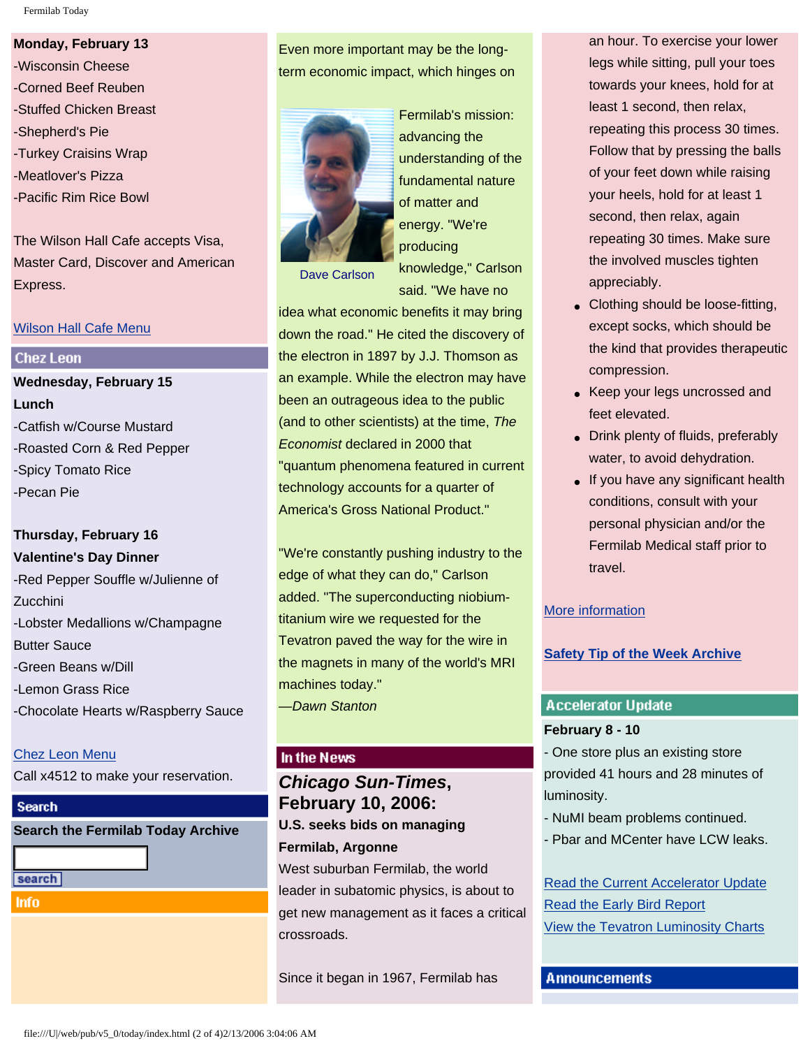**Monday, February 13**

-Wisconsin Cheese
-Corned Beef Reuben
-Stuffed Chicken Breast
-Shepherd's Pie
-Turkey Craisins Wrap
-Meatlover's Pizza
-Pacific Rim Rice Bowl

The Wilson Hall Cafe accepts Visa, Master Card, Discover and American Express.

Wilson Hall Cafe Menu

## Chez Leon

**Wednesday, February 15**
**Lunch**

-Catfish w/Course Mustard
-Roasted Corn & Red Pepper
-Spicy Tomato Rice
-Pecan Pie

**Thursday, February 16**
**Valentine's Day Dinner**

-Red Pepper Souffle w/Julienne of Zucchini
-Lobster Medallions w/Champagne Butter Sauce
-Green Beans w/Dill
-Lemon Grass Rice
-Chocolate Hearts w/Raspberry Sauce

Chez Leon Menu
Call x4512 to make your reservation.

## Search

**Search the Fermilab Today Archive**

search

## Info

Even more important may be the long-term economic impact, which hinges on Fermilab's mission: advancing the understanding of the fundamental nature of matter and energy. "We're producing knowledge," Carlson said. "We have no idea what economic benefits it may bring down the road." He cited the discovery of the electron in 1897 by J.J. Thomson as an example. While the electron may have been an outrageous idea to the public (and to other scientists) at the time, *The Economist* declared in 2000 that "quantum phenomena featured in current technology accounts for a quarter of America's Gross National Product."

Dave Carlson

"We're constantly pushing industry to the edge of what they can do," Carlson added. "The superconducting niobium-titanium wire we requested for the Tevatron paved the way for the wire in the magnets in many of the world's MRI machines today."
*—Dawn Stanton*

## In the News

### *Chicago Sun-Times*, February 10, 2006:

**U.S. seeks bids on managing Fermilab, Argonne**

West suburban Fermilab, the world leader in subatomic physics, is about to get new management as it faces a critical crossroads.

Since it began in 1967, Fermilab has

an hour. To exercise your lower legs while sitting, pull your toes towards your knees, hold for at least 1 second, then relax, repeating this process 30 times. Follow that by pressing the balls of your feet down while raising your heels, hold for at least 1 second, then relax, again repeating 30 times. Make sure the involved muscles tighten appreciably.

- Clothing should be loose-fitting, except socks, which should be the kind that provides therapeutic compression.
- Keep your legs uncrossed and feet elevated.
- Drink plenty of fluids, preferably water, to avoid dehydration.
- If you have any significant health conditions, consult with your personal physician and/or the Fermilab Medical staff prior to travel.

More information

**Safety Tip of the Week Archive**

## Accelerator Update

**February 8 - 10**

- One store plus an existing store provided 41 hours and 28 minutes of luminosity.
- NuMI beam problems continued.
- Pbar and MCenter have LCW leaks.

Read the Current Accelerator Update
Read the Early Bird Report
View the Tevatron Luminosity Charts

## Announcements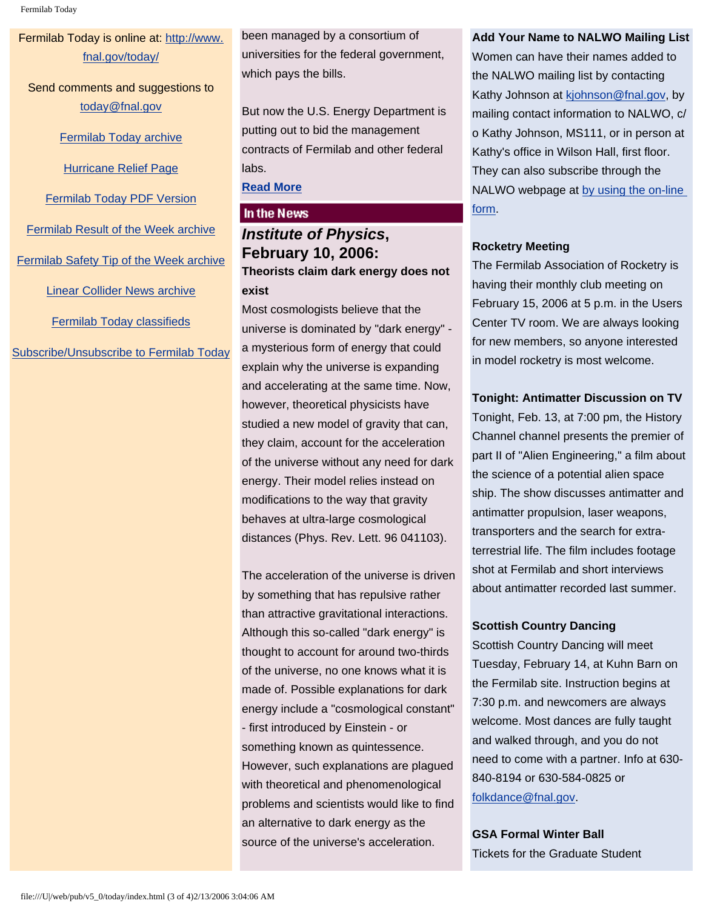Fermilab Today is online at: [http://www.fnal.gov/today/](http://www.fnal.gov/today/)

Send comments and suggestions to [today@fnal.gov](mailto:today@fnal.gov)

[Fermilab Today archive](#)

[Hurricane Relief Page](#)

[Fermilab Today PDF Version](#)

[Fermilab Result of the Week archive](#)

[Fermilab Safety Tip of the Week archive](#)

[Linear Collider News archive](#)

[Fermilab Today classifieds](#)

[Subscribe/Unsubscribe to Fermilab Today](#)

been managed by a consortium of universities for the federal government, which pays the bills.

But now the U.S. Energy Department is putting out to bid the management contracts of Fermilab and other federal labs.

[**Read More**](#)

## In the News

### *Institute of Physics*, February 10, 2006:

**Theorists claim dark energy does not exist**

Most cosmologists believe that the universe is dominated by "dark energy" - a mysterious form of energy that could explain why the universe is expanding and accelerating at the same time. Now, however, theoretical physicists have studied a new model of gravity that can, they claim, account for the acceleration of the universe without any need for dark energy. Their model relies instead on modifications to the way that gravity behaves at ultra-large cosmological distances (Phys. Rev. Lett. 96 041103).

The acceleration of the universe is driven by something that has repulsive rather than attractive gravitational interactions. Although this so-called "dark energy" is thought to account for around two-thirds of the universe, no one knows what it is made of. Possible explanations for dark energy include a "cosmological constant" - first introduced by Einstein - or something known as quintessence. However, such explanations are plagued with theoretical and phenomenological problems and scientists would like to find an alternative to dark energy as the source of the universe's acceleration.

**Add Your Name to NALWO Mailing List**

Women can have their names added to the NALWO mailing list by contacting Kathy Johnson at [kjohnson@fnal.gov](mailto:kjohnson@fnal.gov), by mailing contact information to NALWO, c/o Kathy Johnson, MS111, or in person at Kathy's office in Wilson Hall, first floor. They can also subscribe through the NALWO webpage at [by using the on-line form](#).

**Rocketry Meeting**

The Fermilab Association of Rocketry is having their monthly club meeting on February 15, 2006 at 5 p.m. in the Users Center TV room. We are always looking for new members, so anyone interested in model rocketry is most welcome.

**Tonight: Antimatter Discussion on TV**

Tonight, Feb. 13, at 7:00 pm, the History Channel channel presents the premier of part II of "Alien Engineering," a film about the science of a potential alien space ship. The show discusses antimatter and antimatter propulsion, laser weapons, transporters and the search for extra-terrestrial life. The film includes footage shot at Fermilab and short interviews about antimatter recorded last summer.

**Scottish Country Dancing**

Scottish Country Dancing will meet Tuesday, February 14, at Kuhn Barn on the Fermilab site. Instruction begins at 7:30 p.m. and newcomers are always welcome. Most dances are fully taught and walked through, and you do not need to come with a partner. Info at 630-840-8194 or 630-584-0825 or [folkdance@fnal.gov](mailto:folkdance@fnal.gov).

**GSA Formal Winter Ball**

Tickets for the Graduate Student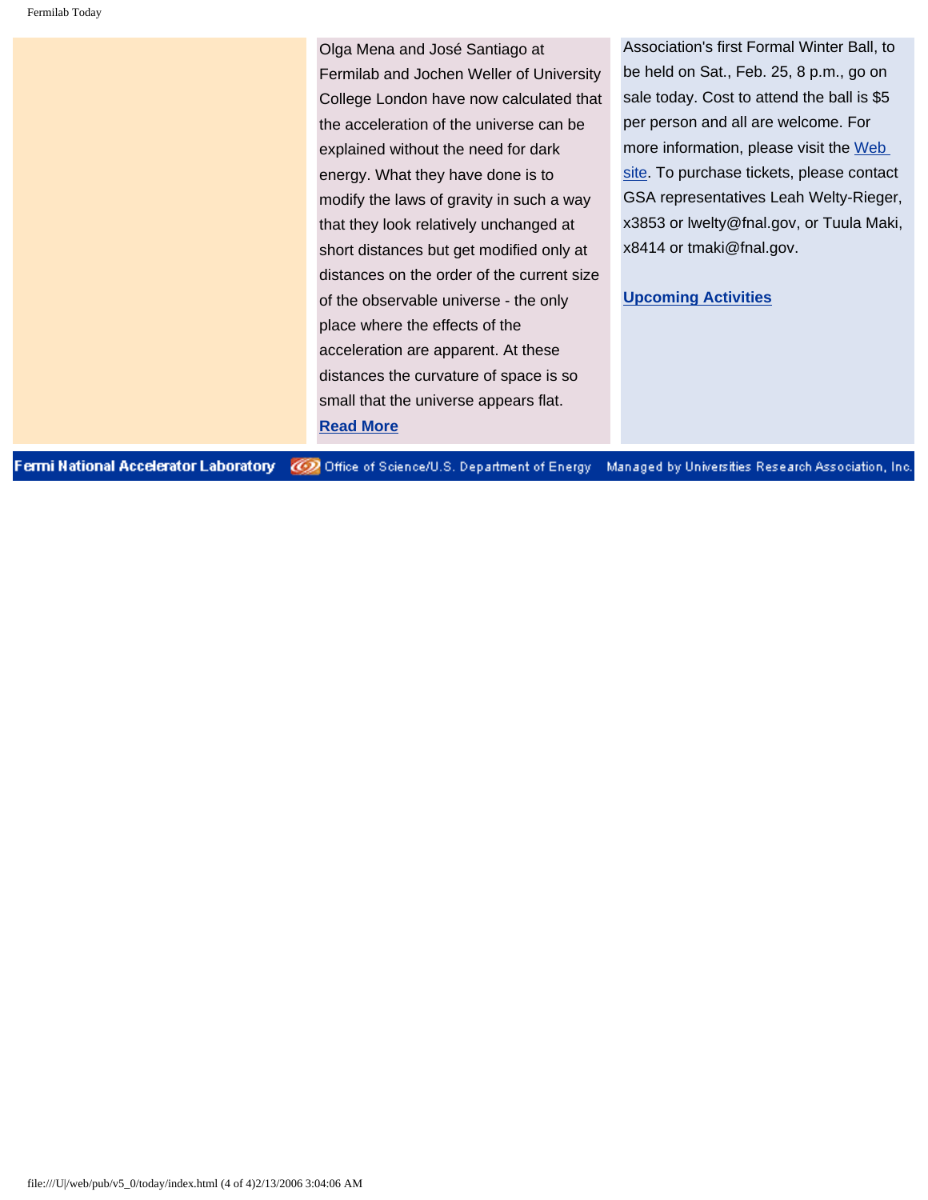Olga Mena and José Santiago at Fermilab and Jochen Weller of University College London have now calculated that the acceleration of the universe can be explained without the need for dark energy. What they have done is to modify the laws of gravity in such a way that they look relatively unchanged at short distances but get modified only at distances on the order of the current size of the observable universe - the only place where the effects of the acceleration are apparent. At these distances the curvature of space is so small that the universe appears flat.

**Read More**

Association's first Formal Winter Ball, to be held on Sat., Feb. 25, 8 p.m., go on sale today. Cost to attend the ball is $5 per person and all are welcome. For more information, please visit the Web site. To purchase tickets, please contact GSA representatives Leah Welty-Rieger, x3853 or lwelty@fnal.gov, or Tuula Maki, x8414 or tmaki@fnal.gov.

**Upcoming Activities**

Fermi National Accelerator Laboratory | Office of Science/U.S. Department of Energy | Managed by Universities Research Association, Inc.